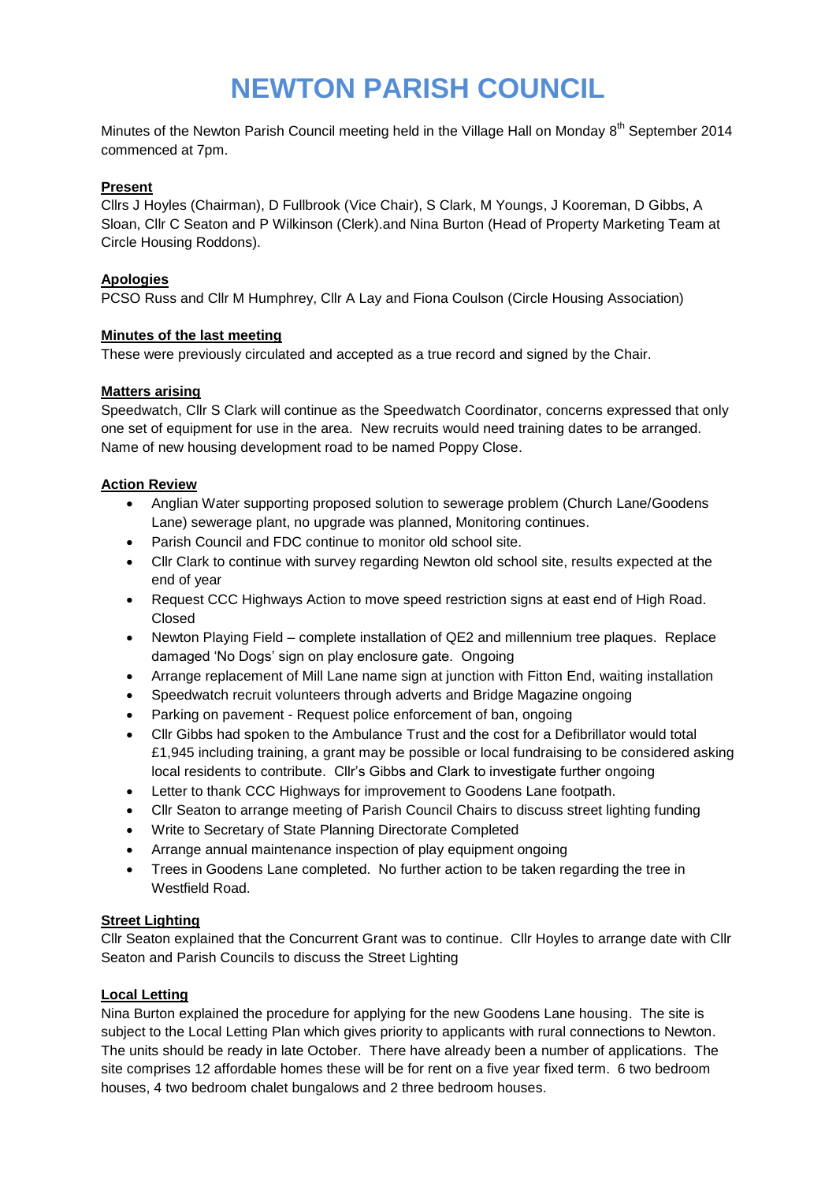# NEWTON PARISH COUNCIL

Minutes of the Newton Parish Council meeting held in the Village Hall on Monday 8th September 2014 commenced at 7pm.

**Present**

Cllrs J Hoyles (Chairman), D Fullbrook (Vice Chair), S Clark, M Youngs, J Kooreman, D Gibbs, A Sloan, Cllr C Seaton and P Wilkinson (Clerk).and Nina Burton (Head of Property Marketing Team at Circle Housing Roddons).

**Apologies**

PCSO Russ and Cllr M Humphrey, Cllr A Lay and Fiona Coulson (Circle Housing Association)

**Minutes of the last meeting**

These were previously circulated and accepted as a true record and signed by the Chair.

**Matters arising**

Speedwatch, Cllr S Clark will continue as the Speedwatch Coordinator, concerns expressed that only one set of equipment for use in the area. New recruits would need training dates to be arranged. Name of new housing development road to be named Poppy Close.

**Action Review**

- Anglian Water supporting proposed solution to sewerage problem (Church Lane/Goodens Lane) sewerage plant, no upgrade was planned, Monitoring continues.
- Parish Council and FDC continue to monitor old school site.
- Cllr Clark to continue with survey regarding Newton old school site, results expected at the end of year
- Request CCC Highways Action to move speed restriction signs at east end of High Road. Closed
- Newton Playing Field – complete installation of QE2 and millennium tree plaques. Replace damaged 'No Dogs' sign on play enclosure gate. Ongoing
- Arrange replacement of Mill Lane name sign at junction with Fitton End, waiting installation
- Speedwatch recruit volunteers through adverts and Bridge Magazine ongoing
- Parking on pavement - Request police enforcement of ban, ongoing
- Cllr Gibbs had spoken to the Ambulance Trust and the cost for a Defibrillator would total £1,945 including training, a grant may be possible or local fundraising to be considered asking local residents to contribute. Cllr's Gibbs and Clark to investigate further ongoing
- Letter to thank CCC Highways for improvement to Goodens Lane footpath.
- Cllr Seaton to arrange meeting of Parish Council Chairs to discuss street lighting funding
- Write to Secretary of State Planning Directorate Completed
- Arrange annual maintenance inspection of play equipment ongoing
- Trees in Goodens Lane completed. No further action to be taken regarding the tree in Westfield Road.

**Street Lighting**

Cllr Seaton explained that the Concurrent Grant was to continue. Cllr Hoyles to arrange date with Cllr Seaton and Parish Councils to discuss the Street Lighting

**Local Letting**

Nina Burton explained the procedure for applying for the new Goodens Lane housing. The site is subject to the Local Letting Plan which gives priority to applicants with rural connections to Newton. The units should be ready in late October. There have already been a number of applications. The site comprises 12 affordable homes these will be for rent on a five year fixed term. 6 two bedroom houses, 4 two bedroom chalet bungalows and 2 three bedroom houses.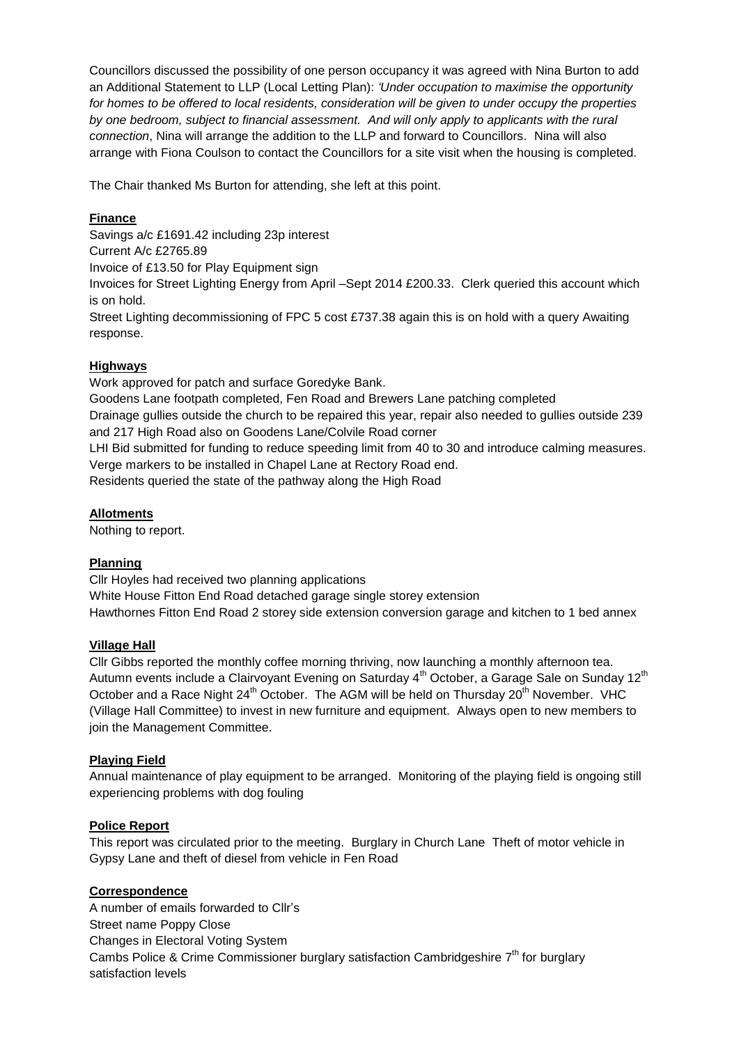Councillors discussed the possibility of one person occupancy it was agreed with Nina Burton to add an Additional Statement to LLP (Local Letting Plan): *'Under occupation to maximise the opportunity for homes to be offered to local residents, consideration will be given to under occupy the properties by one bedroom, subject to financial assessment. And will only apply to applicants with the rural connection*, Nina will arrange the addition to the LLP and forward to Councillors. Nina will also arrange with Fiona Coulson to contact the Councillors for a site visit when the housing is completed.

The Chair thanked Ms Burton for attending, she left at this point.

**Finance**

Savings a/c £1691.42 including 23p interest
Current A/c £2765.89
Invoice of £13.50 for Play Equipment sign
Invoices for Street Lighting Energy from April –Sept 2014 £200.33. Clerk queried this account which is on hold.
Street Lighting decommissioning of FPC 5 cost £737.38 again this is on hold with a query Awaiting response.

**Highways**

Work approved for patch and surface Goredyke Bank.
Goodens Lane footpath completed, Fen Road and Brewers Lane patching completed
Drainage gullies outside the church to be repaired this year, repair also needed to gullies outside 239 and 217 High Road also on Goodens Lane/Colvile Road corner
LHI Bid submitted for funding to reduce speeding limit from 40 to 30 and introduce calming measures.
Verge markers to be installed in Chapel Lane at Rectory Road end.
Residents queried the state of the pathway along the High Road

**Allotments**

Nothing to report.

**Planning**

Cllr Hoyles had received two planning applications
White House Fitton End Road detached garage single storey extension
Hawthornes Fitton End Road 2 storey side extension conversion garage and kitchen to 1 bed annex

**Village Hall**

Cllr Gibbs reported the monthly coffee morning thriving, now launching a monthly afternoon tea. Autumn events include a Clairvoyant Evening on Saturday 4th October, a Garage Sale on Sunday 12th October and a Race Night 24th October. The AGM will be held on Thursday 20th November. VHC (Village Hall Committee) to invest in new furniture and equipment. Always open to new members to join the Management Committee.

**Playing Field**

Annual maintenance of play equipment to be arranged. Monitoring of the playing field is ongoing still experiencing problems with dog fouling

**Police Report**

This report was circulated prior to the meeting. Burglary in Church Lane Theft of motor vehicle in Gypsy Lane and theft of diesel from vehicle in Fen Road

**Correspondence**

A number of emails forwarded to Cllr's
Street name Poppy Close
Changes in Electoral Voting System
Cambs Police & Crime Commissioner burglary satisfaction Cambridgeshire 7th for burglary satisfaction levels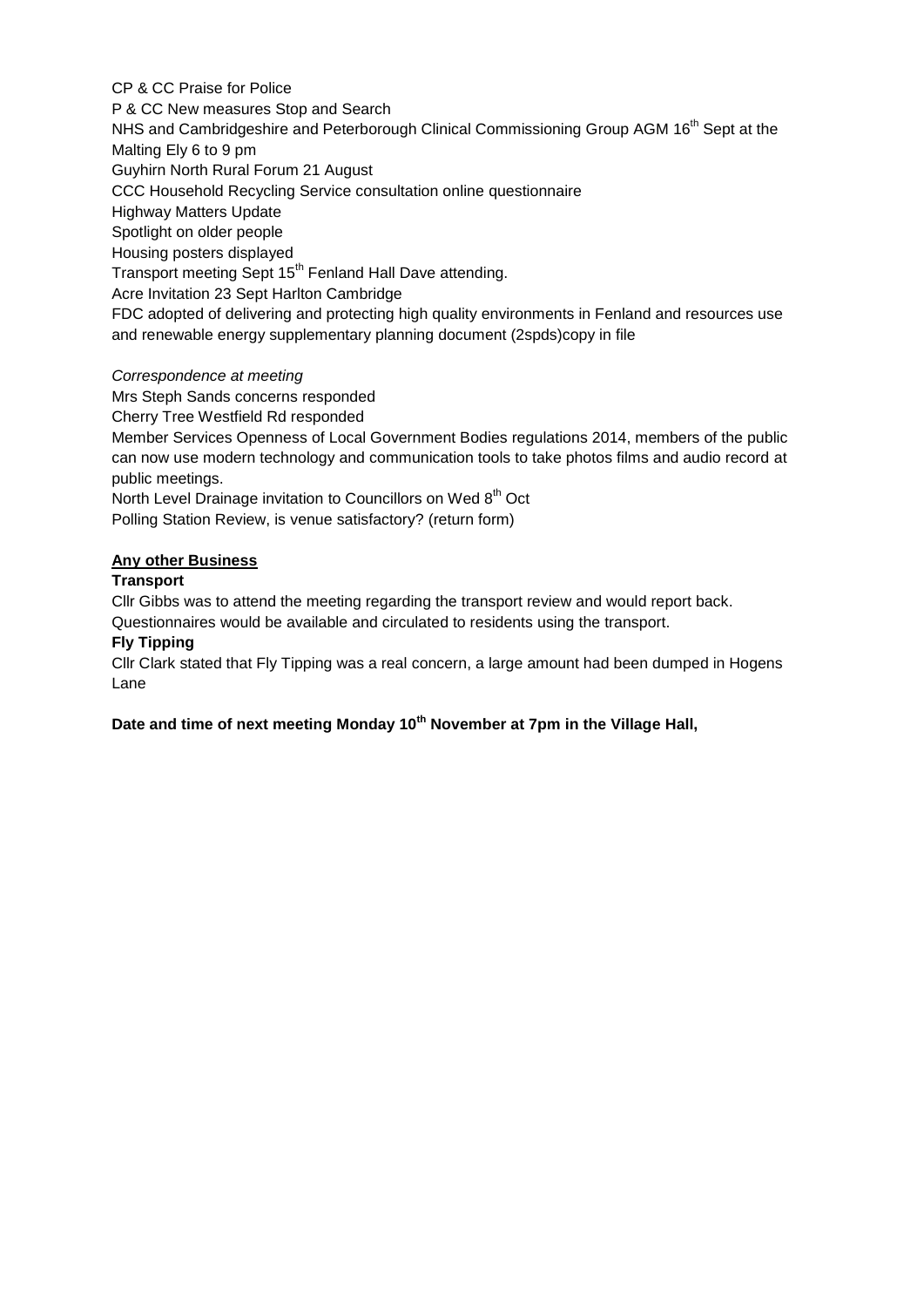CP & CC Praise for Police  
P & CC New measures Stop and Search  
NHS and Cambridgeshire and Peterborough Clinical Commissioning Group AGM 16th Sept at the Malting Ely 6 to 9 pm  
Guyhirn North Rural Forum 21 August  
CCC Household Recycling Service consultation online questionnaire  
Highway Matters Update  
Spotlight on older people  
Housing posters displayed  
Transport meeting Sept 15th Fenland Hall Dave attending.  
Acre Invitation 23 Sept Harlton Cambridge  
FDC adopted of delivering and protecting high quality environments in Fenland and resources use and renewable energy supplementary planning document (2spds)copy in file

*Correspondence at meeting*

Mrs Steph Sands concerns responded  
Cherry Tree Westfield Rd responded  
Member Services Openness of Local Government Bodies regulations 2014, members of the public can now use modern technology and communication tools to take photos films and audio record at public meetings.  
North Level Drainage invitation to Councillors on Wed 8th Oct  
Polling Station Review, is venue satisfactory? (return form)

**Any other Business**

**Transport**

Cllr Gibbs was to attend the meeting regarding the transport review and would report back. Questionnaires would be available and circulated to residents using the transport.

**Fly Tipping**

Cllr Clark stated that Fly Tipping was a real concern, a large amount had been dumped in Hogens Lane

**Date and time of next meeting Monday 10th November at 7pm in the Village Hall,**